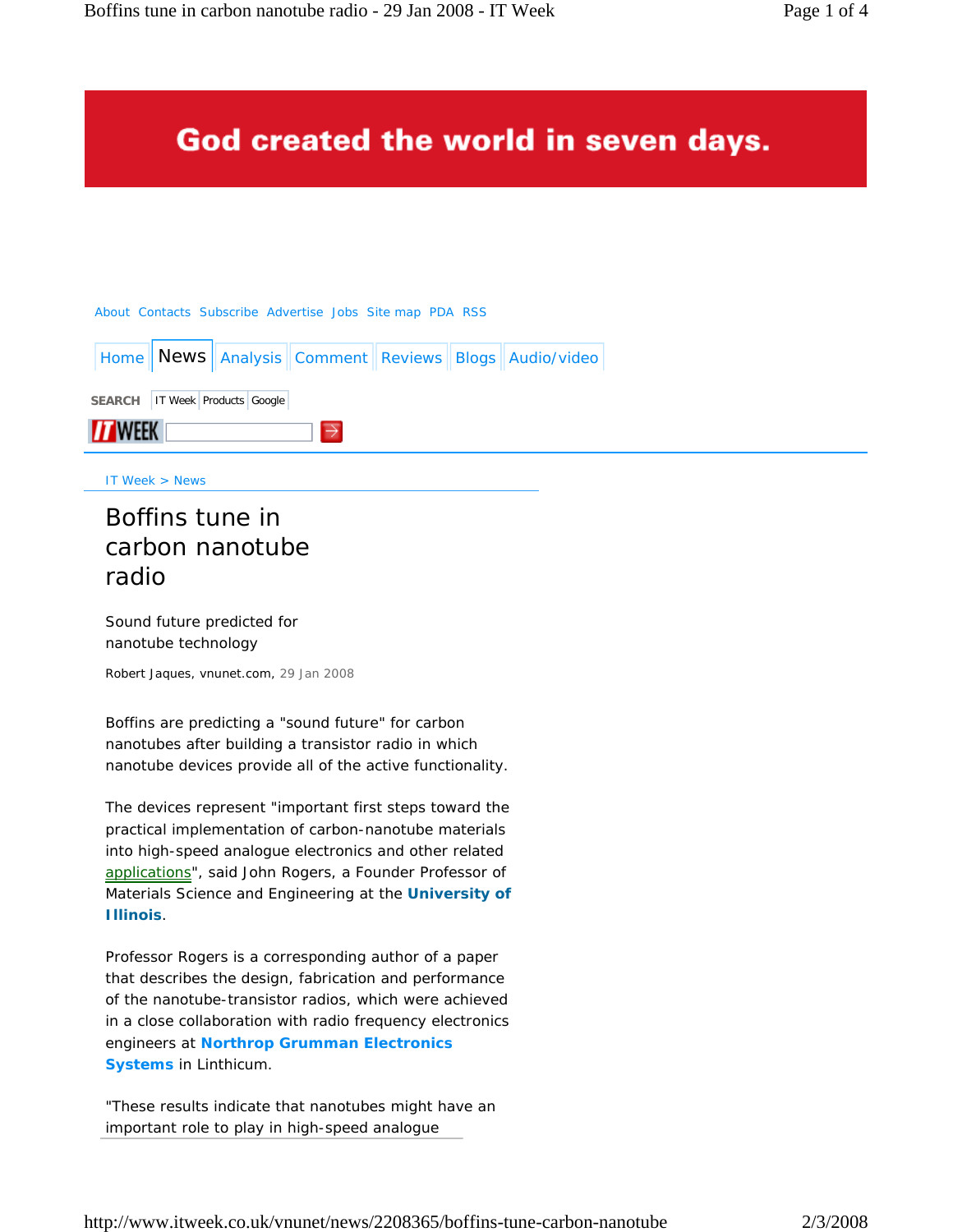God created the world in seven days.

About Contacts Subscribe Advertise Jobs Site map PDA RSS

Home News Analysis Comment Reviews Blogs Audio/video

SEARCH IT Week Products Google

IT Week > News

# Boffins tune in carbon nanotube radio

Sound future predicted for nanotube technology

Robert Jaques, vnunet.com, 29 Jan 2008

Boffins are predicting a "sound future" for carbon nanotubes after building a transistor radio in which nanotube devices provide all of the active functionality.

The devices represent "important first steps toward the practical implementation of carbon-nanotube materials into high-speed analogue electronics and other related applications", said John Rogers, a Founder Professor of Materials Science and Engineering at the **University of Illinois**.

Professor Rogers is a corresponding author of a paper that describes the design, fabrication and performance of the nanotube-transistor radios, which were achieved in a close collaboration with radio frequency electronics engineers at **Northrop Grumman Electronics Systems** in Linthicum.

"These results indicate that nanotubes might have an important role to play in high-speed analogue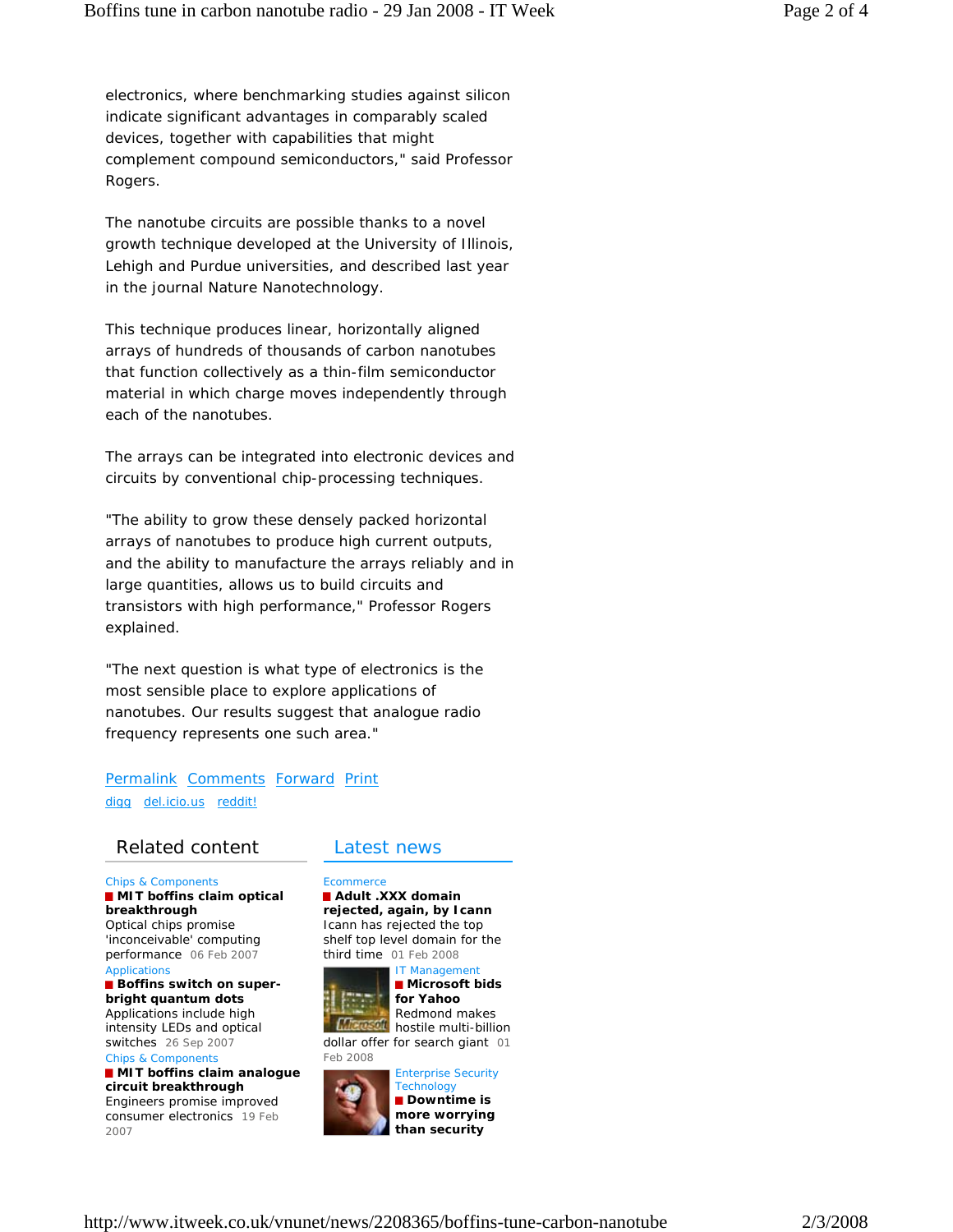electronics, where benchmarking studies against silicon indicate significant advantages in comparably scaled devices, together with capabilities that might complement compound semiconductors," said Professor Rogers.

The nanotube circuits are possible thanks to a novel growth technique developed at the University of Illinois, Lehigh and Purdue universities, and described last year in the journal Nature Nanotechnology.

This technique produces linear, horizontally aligned arrays of hundreds of thousands of carbon nanotubes that function collectively as a thin-film semiconductor material in which charge moves independently through each of the nanotubes.

The arrays can be integrated into electronic devices and circuits by conventional chip-processing techniques.

"The ability to grow these densely packed horizontal arrays of nanotubes to produce high current outputs, and the ability to manufacture the arrays reliably and in large quantities, allows us to build circuits and transistors with high performance," Professor Rogers explained.

"The next question is what type of electronics is the most sensible place to explore applications of nanotubes. Our results suggest that analogue radio frequency represents one such area."

Permalink Comments Forward Print

digg del.icio.us reddit!

## Related content

Chips & Components
**MIT boffins claim optical breakthrough**
Optical chips promise 'inconceivable' computing performance 06 Feb 2007

Applications
**Boffins switch on super-bright quantum dots**
Applications include high intensity LEDs and optical switches 26 Sep 2007

Chips & Components
**MIT boffins claim analogue circuit breakthrough**
Engineers promise improved consumer electronics 19 Feb 2007

## Latest news

Ecommerce
**Adult .XXX domain rejected, again, by Icann**
Icann has rejected the top shelf top level domain for the third time 01 Feb 2008

IT Management
**Microsoft bids for Yahoo**
Redmond makes hostile multi-billion dollar offer for search giant 01 Feb 2008

Enterprise Security Technology
**Downtime is more worrying than security**